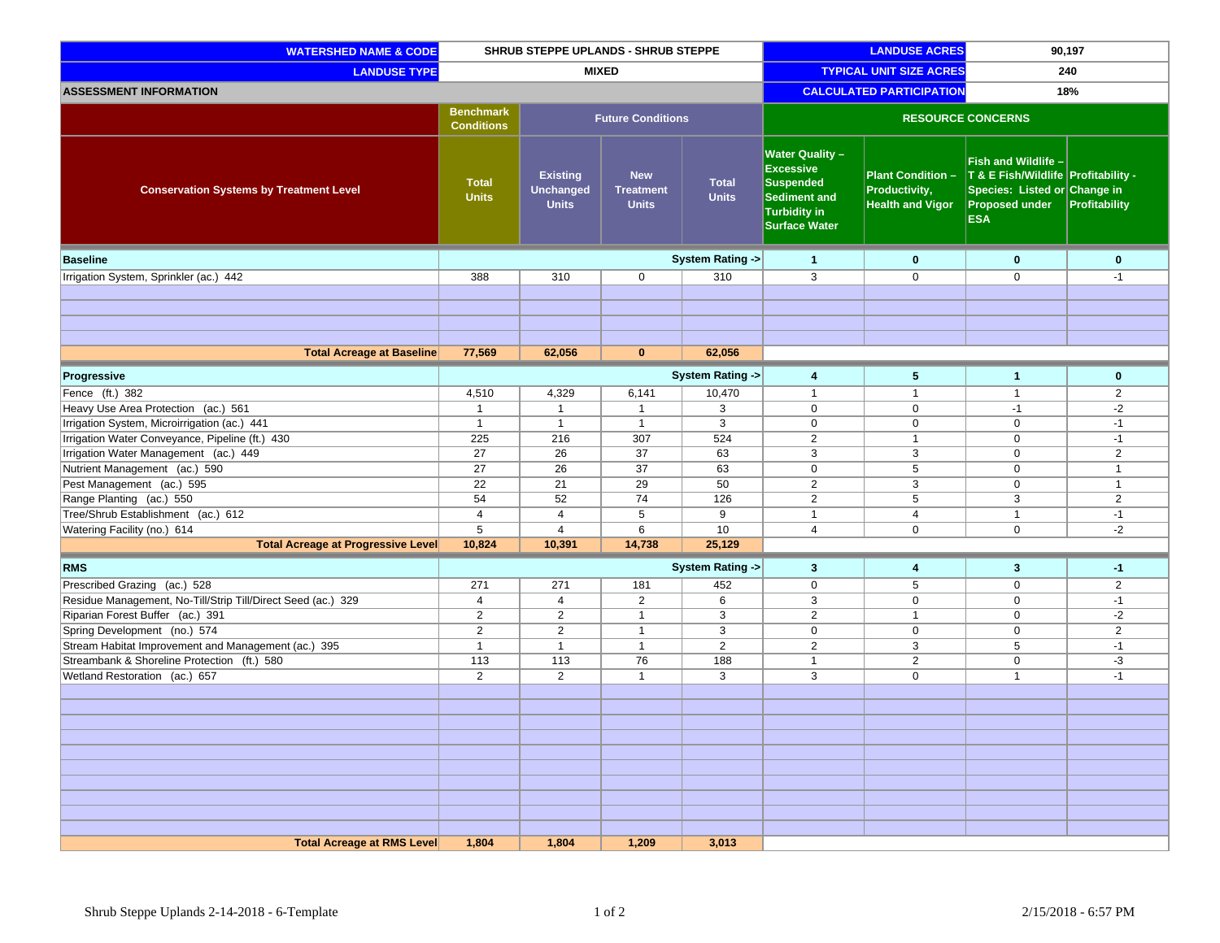| WATERSHED NAME & CODE | SHRUB STEPPE UPLANDS - SHRUB STEPPE | | | | LANDUSE ACRES | | 90,197 | |
|---|---|---|---|---|---|---|---|---|
| LANDUSE TYPE | MIXED | | | | TYPICAL UNIT SIZE ACRES | | 240 | |
| ASSESSMENT INFORMATION | | | | | CALCULATED PARTICIPATION | | 18% | |

| Conservation Systems by Treatment Level | Benchmark Conditions | Future Conditions | | | RESOURCE CONCERNS | | | |
|---|---|---|---|---|---|---|---|---|
| | Total Units | Existing Unchanged Units | New Treatment Units | Total Units | Water Quality – Excessive Suspended Sediment and Turbidity in Surface Water | Plant Condition – Productivity, Health and Vigor | Fish and Wildlife – T & E Fish/Wildlife Species: Listed or Proposed under ESA | Profitability - Change in Profitability |
| **Baseline** | | | | **System Rating ->** | **1** | **0** | **0** | **0** |
| Irrigation System, Sprinkler (ac.) 442 | 388 | 310 | 0 | 310 | 3 | 0 | 0 | -1 |
| **Total Acreage at Baseline** | **77,569** | **62,056** | **0** | **62,056** | | | | |
| **Progressive** | | | | **System Rating ->** | **4** | **5** | **1** | **0** |
| Fence (ft.) 382 | 4,510 | 4,329 | 6,141 | 10,470 | 1 | 1 | 1 | 2 |
| Heavy Use Area Protection (ac.) 561 | 1 | 1 | 1 | 3 | 0 | 0 | -1 | -2 |
| Irrigation System, Microirrigation (ac.) 441 | 1 | 1 | 1 | 3 | 0 | 0 | 0 | -1 |
| Irrigation Water Conveyance, Pipeline (ft.) 430 | 225 | 216 | 307 | 524 | 2 | 1 | 0 | -1 |
| Irrigation Water Management (ac.) 449 | 27 | 26 | 37 | 63 | 3 | 3 | 0 | 2 |
| Nutrient Management (ac.) 590 | 27 | 26 | 37 | 63 | 0 | 5 | 0 | 1 |
| Pest Management (ac.) 595 | 22 | 21 | 29 | 50 | 2 | 3 | 0 | 1 |
| Range Planting (ac.) 550 | 54 | 52 | 74 | 126 | 2 | 5 | 3 | 2 |
| Tree/Shrub Establishment (ac.) 612 | 4 | 4 | 5 | 9 | 1 | 4 | 1 | -1 |
| Watering Facility (no.) 614 | 5 | 4 | 6 | 10 | 4 | 0 | 0 | -2 |
| **Total Acreage at Progressive Level** | **10,824** | **10,391** | **14,738** | **25,129** | | | | |
| **RMS** | | | | **System Rating ->** | **3** | **4** | **3** | **-1** |
| Prescribed Grazing (ac.) 528 | 271 | 271 | 181 | 452 | 0 | 5 | 0 | 2 |
| Residue Management, No-Till/Strip Till/Direct Seed (ac.) 329 | 4 | 4 | 2 | 6 | 3 | 0 | 0 | -1 |
| Riparian Forest Buffer (ac.) 391 | 2 | 2 | 1 | 3 | 2 | 1 | 0 | -2 |
| Spring Development (no.) 574 | 2 | 2 | 1 | 3 | 0 | 0 | 0 | 2 |
| Stream Habitat Improvement and Management (ac.) 395 | 1 | 1 | 1 | 2 | 2 | 3 | 5 | -1 |
| Streambank & Shoreline Protection (ft.) 580 | 113 | 113 | 76 | 188 | 1 | 2 | 0 | -3 |
| Wetland Restoration (ac.) 657 | 2 | 2 | 1 | 3 | 3 | 0 | 1 | -1 |
| **Total Acreage at RMS Level** | **1,804** | **1,804** | **1,209** | **3,013** | | | | |

Shrub Steppe Uplands 2-14-2018 - 6-Template

2/15/2018 - 6:57 PM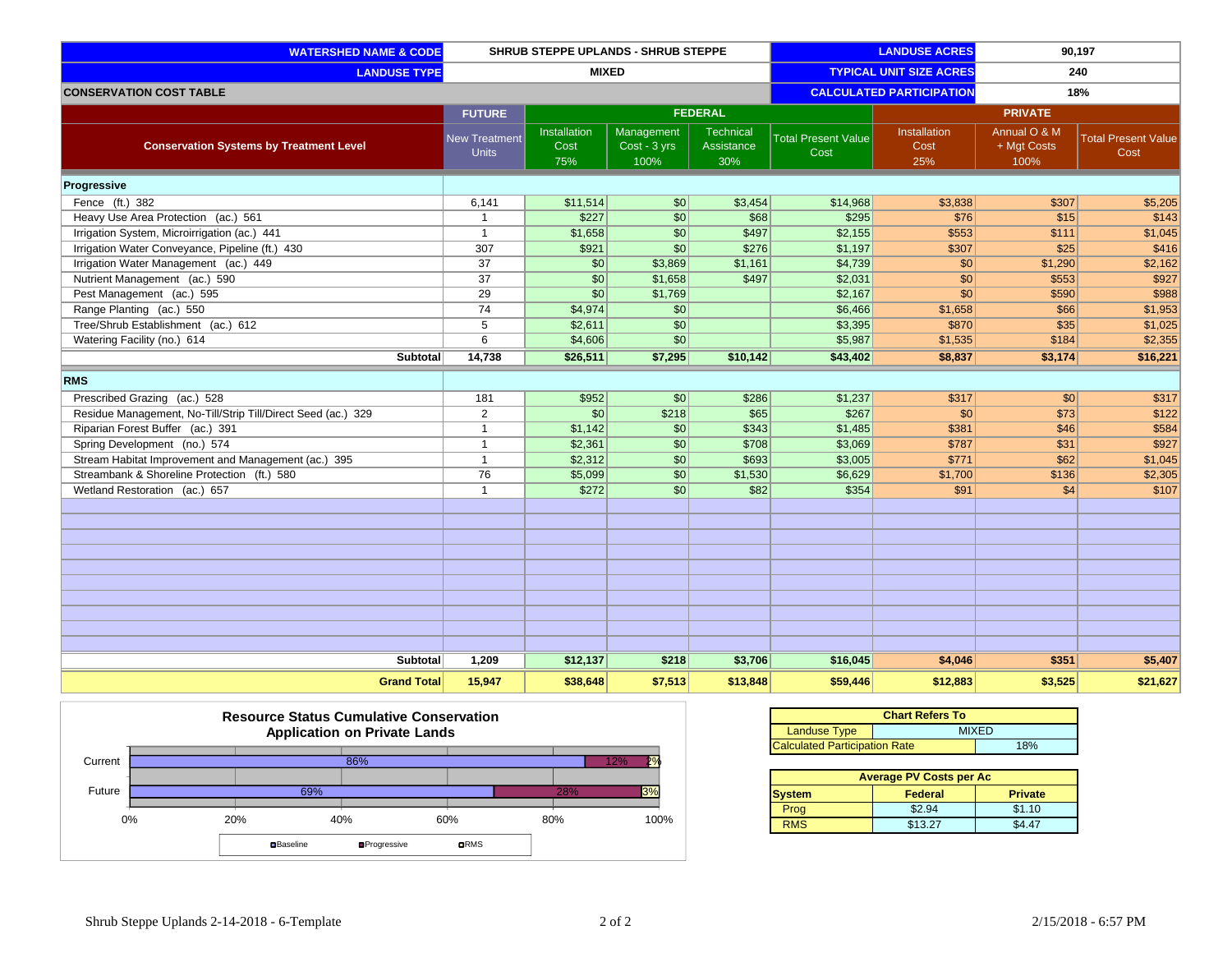| WATERSHED NAME & CODE | SHRUB STEPPE UPLANDS - SHRUB STEPPE | | | | LANDUSE ACRES | 90,197 | |
|---|---|---|---|---|---|---|---|
| LANDUSE TYPE | MIXED | | | | TYPICAL UNIT SIZE ACRES | 240 | |
| CONSERVATION COST TABLE | | | | | CALCULATED PARTICIPATION | 18% | |

| | FUTURE | FEDERAL | | | | PRIVATE | | |
|---|---|---|---|---|---|---|---|---|
| Conservation Systems by Treatment Level | New Treatment Units | Installation Cost 75% | Management Cost - 3 yrs 100% | Technical Assistance 30% | Total Present Value Cost | Installation Cost 25% | Annual O & M + Mgt Costs 100% | Total Present Value Cost |
| **Progressive** | | | | | | | | |
| Fence (ft.) 382 | 6,141 | $11,514 | $0 | $3,454 | $14,968 | $3,838 | $307 | $5,205 |
| Heavy Use Area Protection (ac.) 561 | 1 | $227 | $0 | $68 | $295 | $76 | $15 | $143 |
| Irrigation System, Microirrigation (ac.) 441 | 1 | $1,658 | $0 | $497 | $2,155 | $553 | $111 | $1,045 |
| Irrigation Water Conveyance, Pipeline (ft.) 430 | 307 | $921 | $0 | $276 | $1,197 | $307 | $25 | $416 |
| Irrigation Water Management (ac.) 449 | 37 | $0 | $3,869 | $1,161 | $4,739 | $0 | $1,290 | $2,162 |
| Nutrient Management (ac.) 590 | 37 | $0 | $1,658 | $497 | $2,031 | $0 | $553 | $927 |
| Pest Management (ac.) 595 | 29 | $0 | $1,769 | | $2,167 | $0 | $590 | $988 |
| Range Planting (ac.) 550 | 74 | $4,974 | $0 | | $6,466 | $1,658 | $66 | $1,953 |
| Tree/Shrub Establishment (ac.) 612 | 5 | $2,611 | $0 | | $3,395 | $870 | $35 | $1,025 |
| Watering Facility (no.) 614 | 6 | $4,606 | $0 | | $5,987 | $1,535 | $184 | $2,355 |
| **Subtotal** | **14,738** | **$26,511** | **$7,295** | **$10,142** | **$43,402** | **$8,837** | **$3,174** | **$16,221** |
| **RMS** | | | | | | | | |
| Prescribed Grazing (ac.) 528 | 181 | $952 | $0 | $286 | $1,237 | $317 | $0 | $317 |
| Residue Management, No-Till/Strip Till/Direct Seed (ac.) 329 | 2 | $0 | $218 | $65 | $267 | $0 | $73 | $122 |
| Riparian Forest Buffer (ac.) 391 | 1 | $1,142 | $0 | $343 | $1,485 | $381 | $46 | $584 |
| Spring Development (no.) 574 | 1 | $2,361 | $0 | $708 | $3,069 | $787 | $31 | $927 |
| Stream Habitat Improvement and Management (ac.) 395 | 1 | $2,312 | $0 | $693 | $3,005 | $771 | $62 | $1,045 |
| Streambank & Shoreline Protection (ft.) 580 | 76 | $5,099 | $0 | $1,530 | $6,629 | $1,700 | $136 | $2,305 |
| Wetland Restoration (ac.) 657 | 1 | $272 | $0 | $82 | $354 | $91 | $4 | $107 |
| **Subtotal** | **1,209** | **$12,137** | **$218** | **$3,706** | **$16,045** | **$4,046** | **$351** | **$5,407** |
| **Grand Total** | **15,947** | **$38,648** | **$7,513** | **$13,848** | **$59,446** | **$12,883** | **$3,525** | **$21,627** |

**Resource Status Cumulative Conservation Application on Private Lands**

Current: 86% 12% 2%

Future: 69% 28% 3%

0% 20% 40% 60% 80% 100%

Baseline Progressive RMS

| Chart Refers To | |
|---|---|
| Landuse Type | MIXED |
| Calculated Participation Rate | 18% |

| Average PV Costs per Ac | | |
|---|---|---|
| System | Federal | Private |
| Prog | $2.94 | $1.10 |
| RMS | $13.27 | $4.47 |

Shrub Steppe Uplands 2-14-2018 - 6-Template

2/15/2018 - 6:57 PM